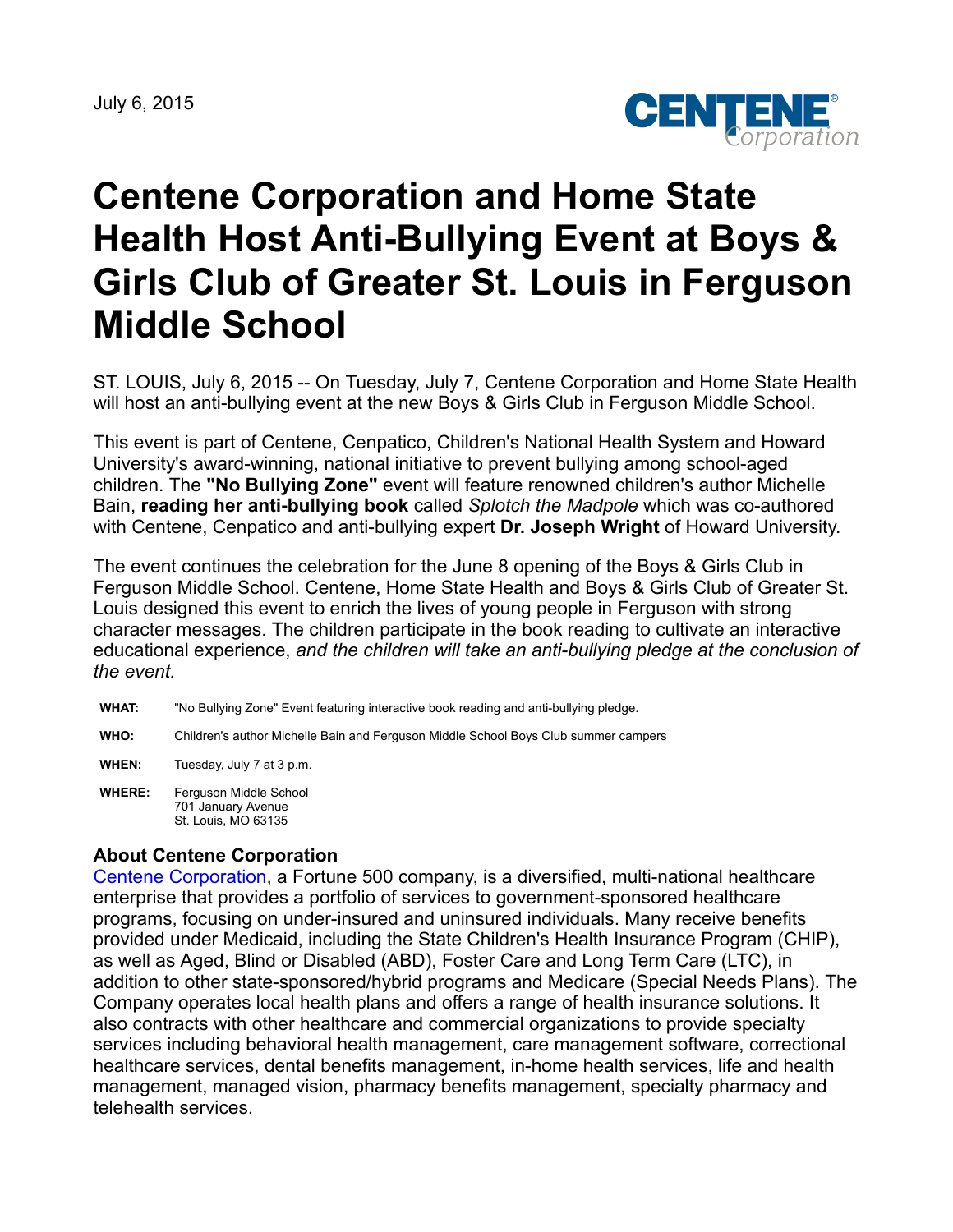July 6, 2015

# Centene Corporation and Home State Health Host Anti-Bullying Event at Boys & Girls Club of Greater St. Louis in Ferguson Middle School

ST. LOUIS, July 6, 2015 -- On Tuesday, July 7, Centene Corporation and Home State Health will host an anti-bullying event at the new Boys & Girls Club in Ferguson Middle School.

This event is part of Centene, Cenpatico, Children's National Health System and Howard University's award-winning, national initiative to prevent bullying among school-aged children. The **"No Bullying Zone"** event will feature renowned children's author Michelle Bain, **reading her anti-bullying book** called *Splotch the Madpole* which was co-authored with Centene, Cenpatico and anti-bullying expert **Dr. Joseph Wright** of Howard University.

The event continues the celebration for the June 8 opening of the Boys & Girls Club in Ferguson Middle School. Centene, Home State Health and Boys & Girls Club of Greater St. Louis designed this event to enrich the lives of young people in Ferguson with strong character messages. The children participate in the book reading to cultivate an interactive educational experience, *and the children will take an anti-bullying pledge at the conclusion of the event.*

| | |
|---|---|
| **WHAT:** | "No Bullying Zone" Event featuring interactive book reading and anti-bullying pledge. |
| **WHO:** | Children's author Michelle Bain and Ferguson Middle School Boys Club summer campers |
| **WHEN:** | Tuesday, July 7 at 3 p.m. |
| **WHERE:** | Ferguson Middle School<br>701 January Avenue<br>St. Louis, MO 63135 |

## About Centene Corporation

Centene Corporation, a Fortune 500 company, is a diversified, multi-national healthcare enterprise that provides a portfolio of services to government-sponsored healthcare programs, focusing on under-insured and uninsured individuals. Many receive benefits provided under Medicaid, including the State Children's Health Insurance Program (CHIP), as well as Aged, Blind or Disabled (ABD), Foster Care and Long Term Care (LTC), in addition to other state-sponsored/hybrid programs and Medicare (Special Needs Plans). The Company operates local health plans and offers a range of health insurance solutions. It also contracts with other healthcare and commercial organizations to provide specialty services including behavioral health management, care management software, correctional healthcare services, dental benefits management, in-home health services, life and health management, managed vision, pharmacy benefits management, specialty pharmacy and telehealth services.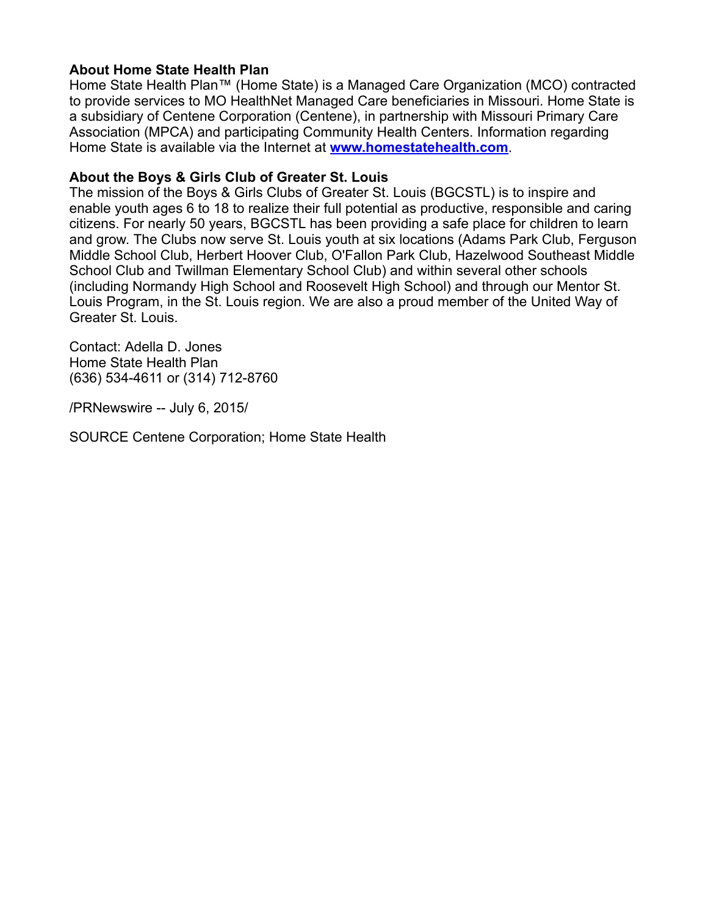**About Home State Health Plan**
Home State Health Plan™ (Home State) is a Managed Care Organization (MCO) contracted to provide services to MO HealthNet Managed Care beneficiaries in Missouri. Home State is a subsidiary of Centene Corporation (Centene), in partnership with Missouri Primary Care Association (MPCA) and participating Community Health Centers. Information regarding Home State is available via the Internet at **[www.homestatehealth.com](http://www.homestatehealth.com)**.

**About the Boys & Girls Club of Greater St. Louis**
The mission of the Boys & Girls Clubs of Greater St. Louis (BGCSTL) is to inspire and enable youth ages 6 to 18 to realize their full potential as productive, responsible and caring citizens. For nearly 50 years, BGCSTL has been providing a safe place for children to learn and grow. The Clubs now serve St. Louis youth at six locations (Adams Park Club, Ferguson Middle School Club, Herbert Hoover Club, O'Fallon Park Club, Hazelwood Southeast Middle School Club and Twillman Elementary School Club) and within several other schools (including Normandy High School and Roosevelt High School) and through our Mentor St. Louis Program, in the St. Louis region. We are also a proud member of the United Way of Greater St. Louis.

Contact: Adella D. Jones
Home State Health Plan
(636) 534-4611 or (314) 712-8760

/PRNewswire -- July 6, 2015/

SOURCE Centene Corporation; Home State Health